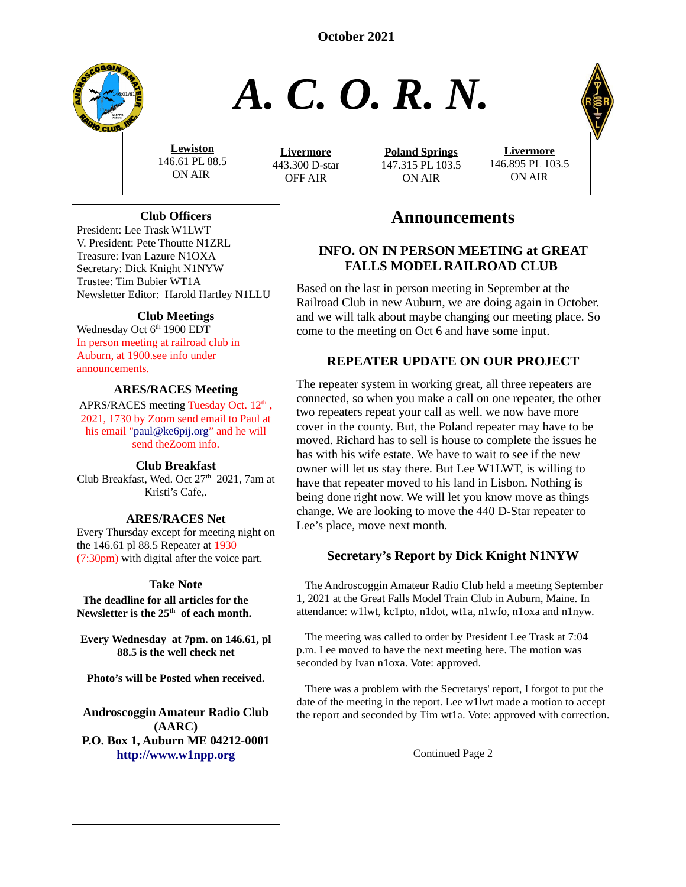October 2021

# A. C. O. R. N.

| Lewiston | Livermore | Poland Springs | Livermore |
|---|---|---|---|
| 146.61 PL 88.5 | 443.300 D-star | 147.315 PL 103.5 | 146.895 PL 103.5 |
| ON AIR | OFF AIR | ON AIR | ON AIR |

### Club Officers

President: Lee Trask W1LWT
V. President: Pete Thoutte N1ZRL
Treasurer: Ivan Lazure N1OXA
Secretary: Dick Knight N1NYW
Trustee: Tim Bubier WT1A
Newsletter Editor: Harold Hartley N1LLU

### Club Meetings

Wednesday Oct 6th 1900 EDT
In person meeting at railroad club in Auburn, at 1900.see info under announcements.

### ARES/RACES Meeting

APRS/RACES meeting Tuesday Oct. 12th , 2021, 1730 by Zoom send email to Paul at his email "paul@ke6pij.org" and he will send theZoom info.

### Club Breakfast

Club Breakfast, Wed. Oct 27th 2021, 7am at Kristi's Cafe,.

### ARES/RACES Net

Every Thursday except for meeting night on the 146.61 pl 88.5 Repeater at 1930 (7:30pm) with digital after the voice part.

### Take Note

**The deadline for all articles for the Newsletter is the 25th of each month.**

**Every Wednesday at 7pm. on 146.61, pl 88.5 is the well check net**

**Photo's will be Posted when received.**

**Androscoggin Amateur Radio Club (AARC)**
**P.O. Box 1, Auburn ME 04212-0001**
**http://www.w1npp.org**

## Announcements

### INFO. ON IN PERSON MEETING at GREAT FALLS MODEL RAILROAD CLUB

Based on the last in person meeting in September at the Railroad Club in new Auburn, we are doing again in October. and we will talk about maybe changing our meeting place. So come to the meeting on Oct 6 and have some input.

### REPEATER UPDATE ON OUR PROJECT

The repeater system in working great, all three repeaters are connected, so when you make a call on one repeater, the other two repeaters repeat your call as well. we now have more cover in the county. But, the Poland repeater may have to be moved. Richard has to sell is house to complete the issues he has with his wife estate. We have to wait to see if the new owner will let us stay there. But Lee W1LWT, is willing to have that repeater moved to his land in Lisbon. Nothing is being done right now. We will let you know move as things change. We are looking to move the 440 D-Star repeater to Lee's place, move next month.

### Secretary's Report by Dick Knight N1NYW

The Androscoggin Amateur Radio Club held a meeting September 1, 2021 at the Great Falls Model Train Club in Auburn, Maine. In attendance: w1lwt, kc1pto, n1dot, wt1a, n1wfo, n1oxa and n1nyw.

The meeting was called to order by President Lee Trask at 7:04 p.m. Lee moved to have the next meeting here. The motion was seconded by Ivan n1oxa. Vote: approved.

There was a problem with the Secretarys' report, I forgot to put the date of the meeting in the report. Lee w1lwt made a motion to accept the report and seconded by Tim wt1a. Vote: approved with correction.

Continued Page 2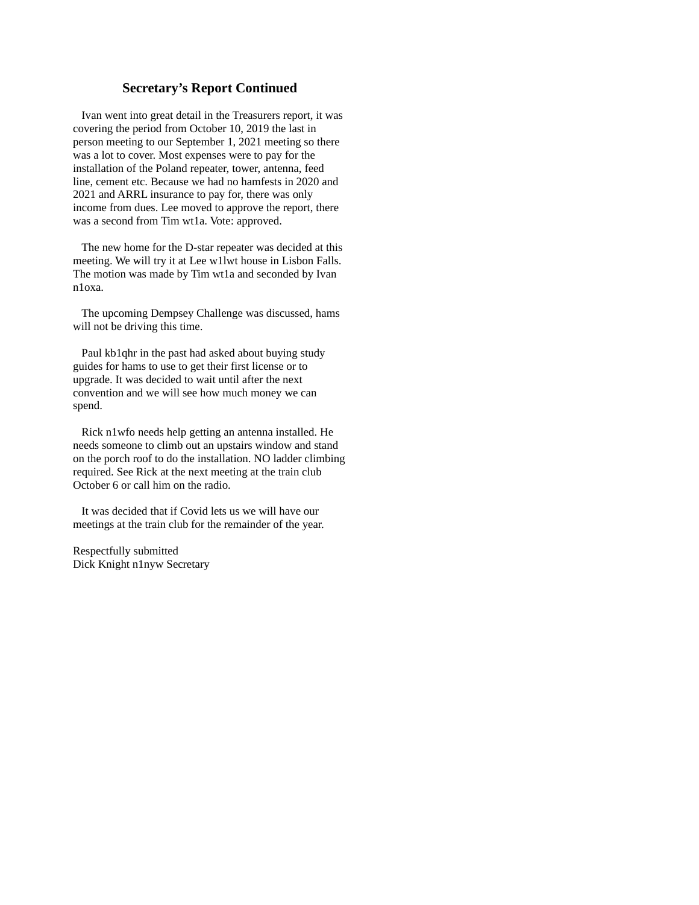## Secretary's Report Continued

Ivan went into great detail in the Treasurers report, it was covering the period from October 10, 2019 the last in person meeting to our September 1, 2021 meeting so there was a lot to cover. Most expenses were to pay for the installation of the Poland repeater, tower, antenna, feed line, cement etc. Because we had no hamfests in 2020 and 2021 and ARRL insurance to pay for, there was only income from dues. Lee moved to approve the report, there was a second from Tim wt1a. Vote: approved.

The new home for the D-star repeater was decided at this meeting. We will try it at Lee w1lwt house in Lisbon Falls. The motion was made by Tim wt1a and seconded by Ivan n1oxa.

The upcoming Dempsey Challenge was discussed, hams will not be driving this time.

Paul kb1qhr in the past had asked about buying study guides for hams to use to get their first license or to upgrade. It was decided to wait until after the next convention and we will see how much money we can spend.

Rick n1wfo needs help getting an antenna installed. He needs someone to climb out an upstairs window and stand on the porch roof to do the installation. NO ladder climbing required. See Rick at the next meeting at the train club October 6 or call him on the radio.

It was decided that if Covid lets us we will have our meetings at the train club for the remainder of the year.

Respectfully submitted  
Dick Knight n1nyw Secretary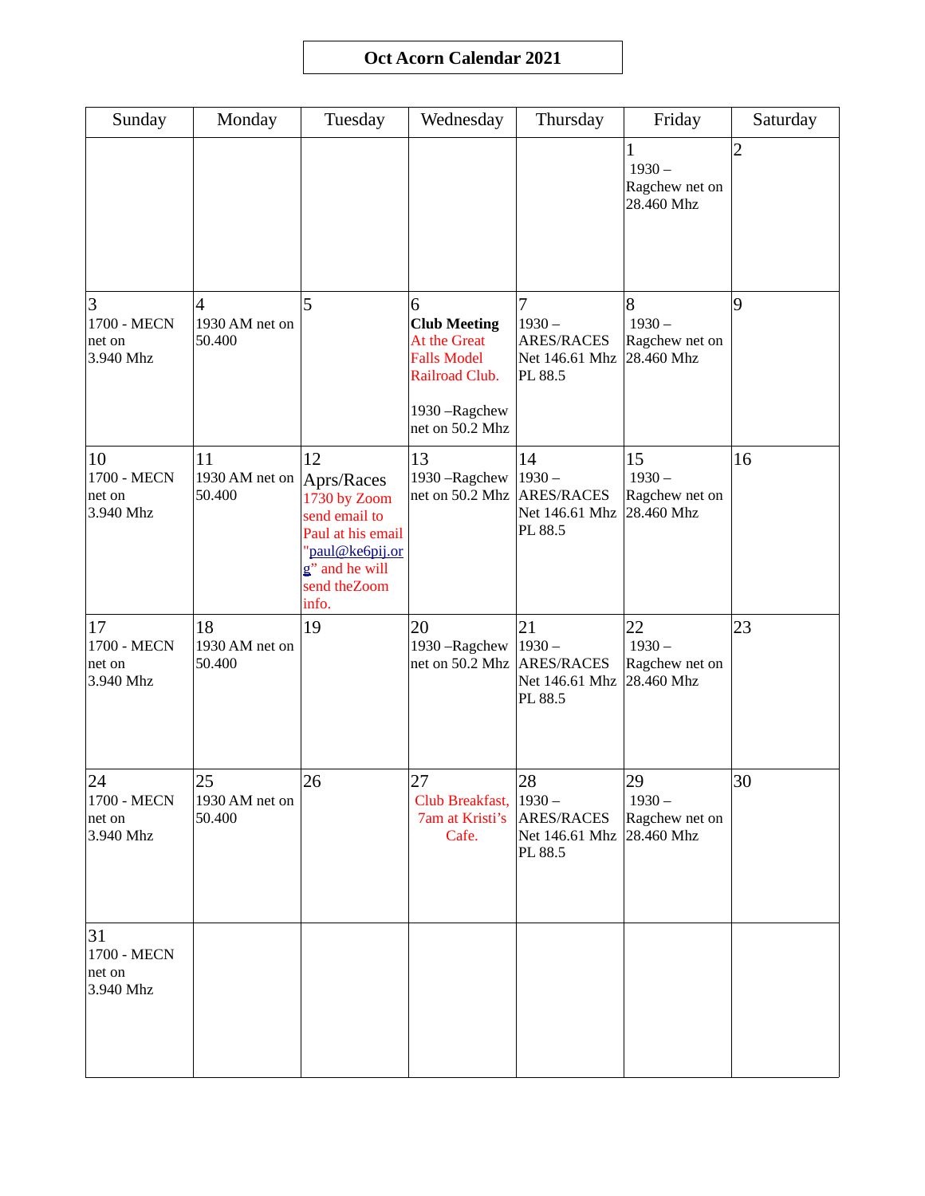# Oct Acorn Calendar 2021

| Sunday | Monday | Tuesday | Wednesday | Thursday | Friday | Saturday |
|---|---|---|---|---|---|---|
| | | | | | 1<br>1930 – Ragchew net on 28.460 Mhz | 2 |
| 3<br>1700 - MECN net on 3.940 Mhz | 4<br>1930 AM net on 50.400 | 5 | 6<br>**Club Meeting**<br>At the Great Falls Model Railroad Club.<br><br>1930 –Ragchew net on 50.2 Mhz | 7<br>1930 – ARES/RACES Net 146.61 Mhz PL 88.5 | 8<br>1930 – Ragchew net on 28.460 Mhz | 9 |
| 10<br>1700 - MECN net on 3.940 Mhz | 11<br>1930 AM net on 50.400 | 12<br>Aprs/Races<br>1730 by Zoom send email to Paul at his email "paul@ke6pij.org" and he will send theZoom info. | 13<br>1930 –Ragchew net on 50.2 Mhz | 14<br>1930 – ARES/RACES Net 146.61 Mhz PL 88.5 | 15<br>1930 – Ragchew net on 28.460 Mhz | 16 |
| 17<br>1700 - MECN net on 3.940 Mhz | 18<br>1930 AM net on 50.400 | 19 | 20<br>1930 –Ragchew net on 50.2 Mhz | 21<br>1930 – ARES/RACES Net 146.61 Mhz PL 88.5 | 22<br>1930 – Ragchew net on 28.460 Mhz | 23 |
| 24<br>1700 - MECN net on 3.940 Mhz | 25<br>1930 AM net on 50.400 | 26 | 27<br>Club Breakfast, 7am at Kristi's Cafe. | 28<br>1930 – ARES/RACES Net 146.61 Mhz PL 88.5 | 29<br>1930 – Ragchew net on 28.460 Mhz | 30 |
| 31<br>1700 - MECN net on 3.940 Mhz | | | | | | |